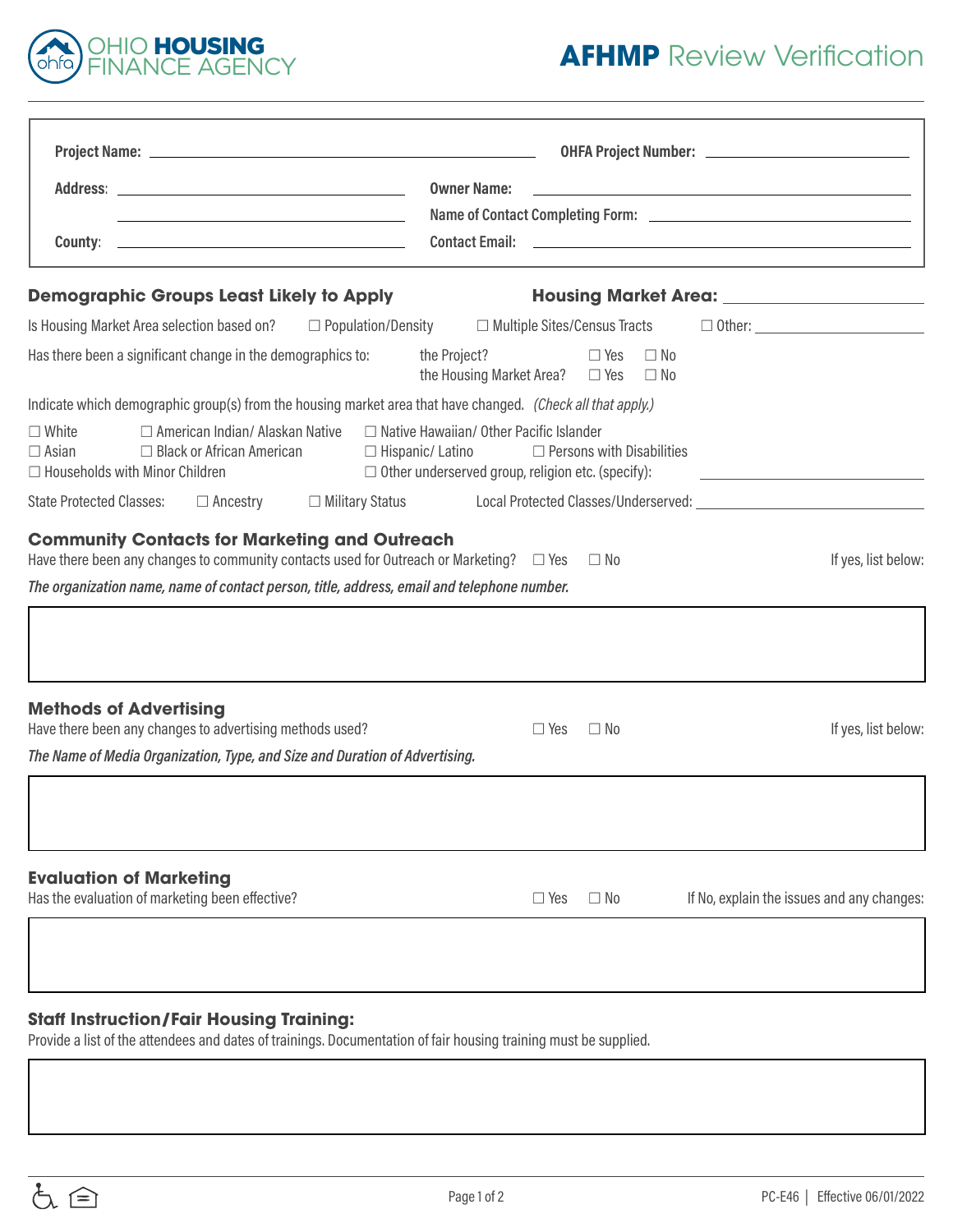OHIO HOUSING FINANCE AGENCY

# AFHMP Review Verification

**Project Name:** ______________________ **OHFA Project Number:** ______________________

**Address:** ______________________ **Owner Name:** ______________________

______________________ **Name of Contact Completing Form:** ______________________

**County:** ______________________ **Contact Email:** ______________________

## Demographic Groups Least Likely to Apply

**Housing Market Area:** ______________________

Is Housing Market Area selection based on? ☐ Population/Density ☐ Multiple Sites/Census Tracts ☐ Other: ______________________

Has there been a significant change in the demographics to:
- the Project? ☐ Yes ☐ No
- the Housing Market Area? ☐ Yes ☐ No

Indicate which demographic group(s) from the housing market area that have changed. *(Check all that apply.)*

☐ White ☐ American Indian/ Alaskan Native ☐ Native Hawaiian/ Other Pacific Islander
☐ Asian ☐ Black or African American ☐ Hispanic/ Latino ☐ Persons with Disabilities
☐ Households with Minor Children ☐ Other underserved group, religion etc. (specify): ______________________

State Protected Classes: ☐ Ancestry ☐ Military Status Local Protected Classes/Underserved: ______________________

## Community Contacts for Marketing and Outreach

Have there been any changes to community contacts used for Outreach or Marketing? ☐ Yes ☐ No If yes, list below:

*The organization name, name of contact person, title, address, email and telephone number.*

## Methods of Advertising

Have there been any changes to advertising methods used? ☐ Yes ☐ No If yes, list below:

*The Name of Media Organization, Type, and Size and Duration of Advertising.*

## Evaluation of Marketing

Has the evaluation of marketing been effective? ☐ Yes ☐ No If No, explain the issues and any changes:

## Staff Instruction/Fair Housing Training:

Provide a list of the attendees and dates of trainings. Documentation of fair housing training must be supplied.

PC-E46 | Effective 06/01/2022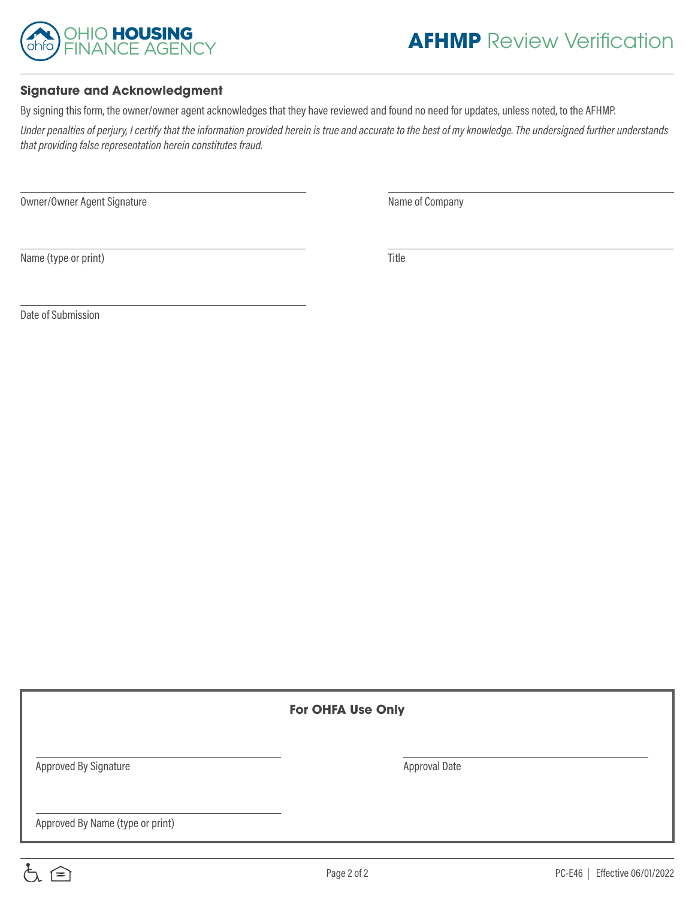# AFHMP Review Verification

## Signature and Acknowledgment

By signing this form, the owner/owner agent acknowledges that they have reviewed and found no need for updates, unless noted, to the AFHMP.

*Under penalties of perjury, I certify that the information provided herein is true and accurate to the best of my knowledge. The undersigned further understands that providing false representation herein constitutes fraud.*

Owner/Owner Agent Signature: ______________________

Name of Company: ______________________

Name (type or print): ______________________

Title: ______________________

Date of Submission: ______________________

### For OHFA Use Only

Approved By Signature: ______________________

Approval Date: ______________________

Approved By Name (type or print): ______________________

PC-E46 | Effective 06/01/2022